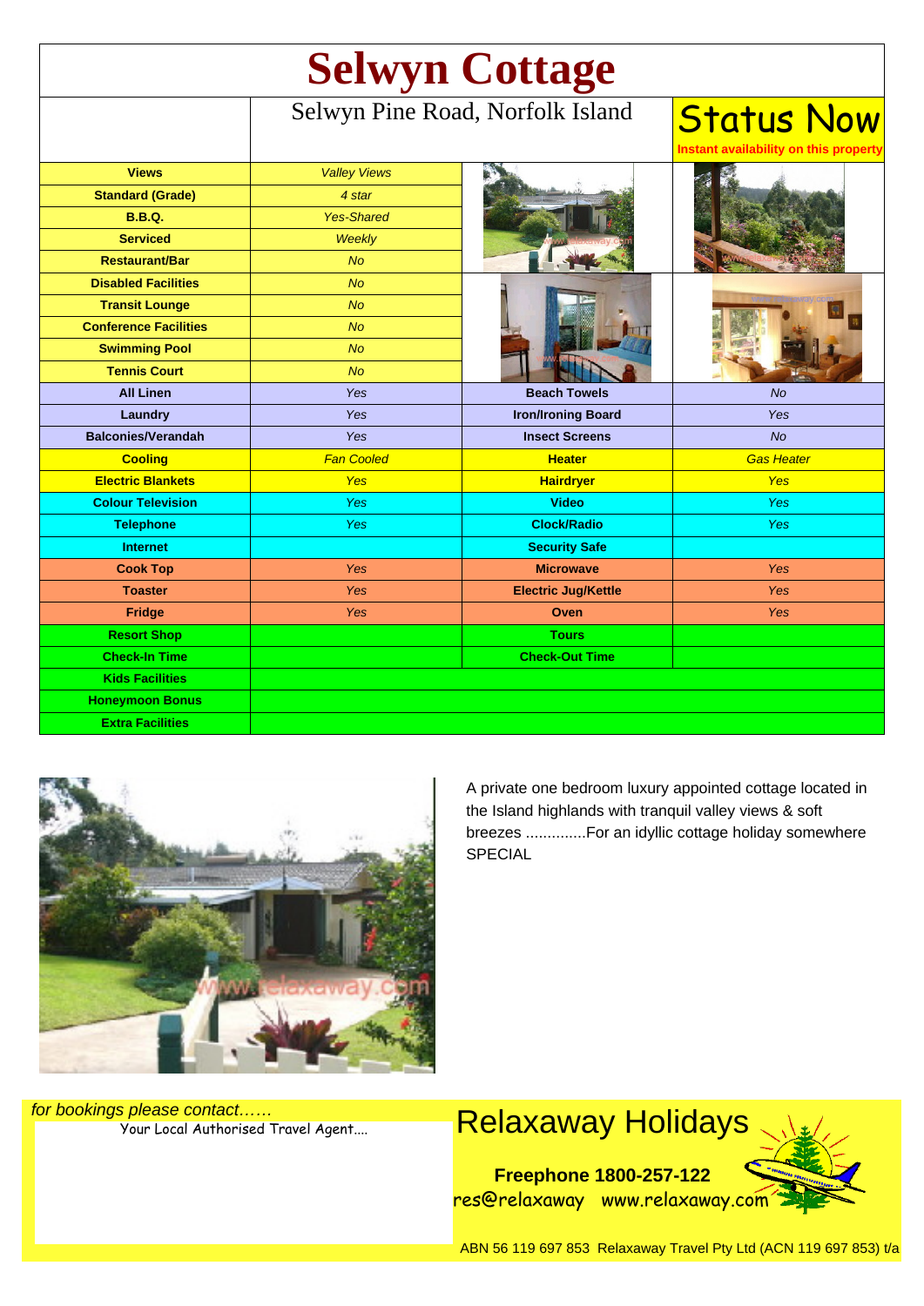# Selwyn Cottage

Selwyn Pine Road, Norfolk Island

**Status Now**
Instant availability on this property

| | | | |
|---|---|---|---|
| **Views** | *Valley Views* | | |
| **Standard (Grade)** | *4 star* | | |
| **B.B.Q.** | *Yes-Shared* | | |
| **Serviced** | *Weekly* | | |
| **Restaurant/Bar** | *No* | | |
| **Disabled Facilities** | *No* | | |
| **Transit Lounge** | *No* | | |
| **Conference Facilities** | *No* | | |
| **Swimming Pool** | *No* | | |
| **Tennis Court** | *No* | | |
| **All Linen** | *Yes* | **Beach Towels** | *No* |
| **Laundry** | *Yes* | **Iron/Ironing Board** | *Yes* |
| **Balconies/Verandah** | *Yes* | **Insect Screens** | *No* |
| **Cooling** | *Fan Cooled* | **Heater** | *Gas Heater* |
| **Electric Blankets** | *Yes* | **Hairdryer** | *Yes* |
| **Colour Television** | *Yes* | **Video** | *Yes* |
| **Telephone** | *Yes* | **Clock/Radio** | *Yes* |
| **Internet** | | **Security Safe** | |
| **Cook Top** | *Yes* | **Microwave** | *Yes* |
| **Toaster** | *Yes* | **Electric Jug/Kettle** | *Yes* |
| **Fridge** | *Yes* | **Oven** | *Yes* |
| **Resort Shop** | | **Tours** | |
| **Check-In Time** | | **Check-Out Time** | |
| **Kids Facilities** | | | |
| **Honeymoon Bonus** | | | |
| **Extra Facilities** | | | |

A private one bedroom luxury appointed cottage located in the Island highlands with tranquil valley views & soft breezes .............For an idyllic cottage holiday somewhere SPECIAL

*for bookings please contact……*

Your Local Authorised Travel Agent....

## Relaxaway Holidays

**Freephone 1800-257-122**

res@relaxaway www.relaxaway.com

ABN 56 119 697 853 Relaxaway Travel Pty Ltd (ACN 119 697 853) t/a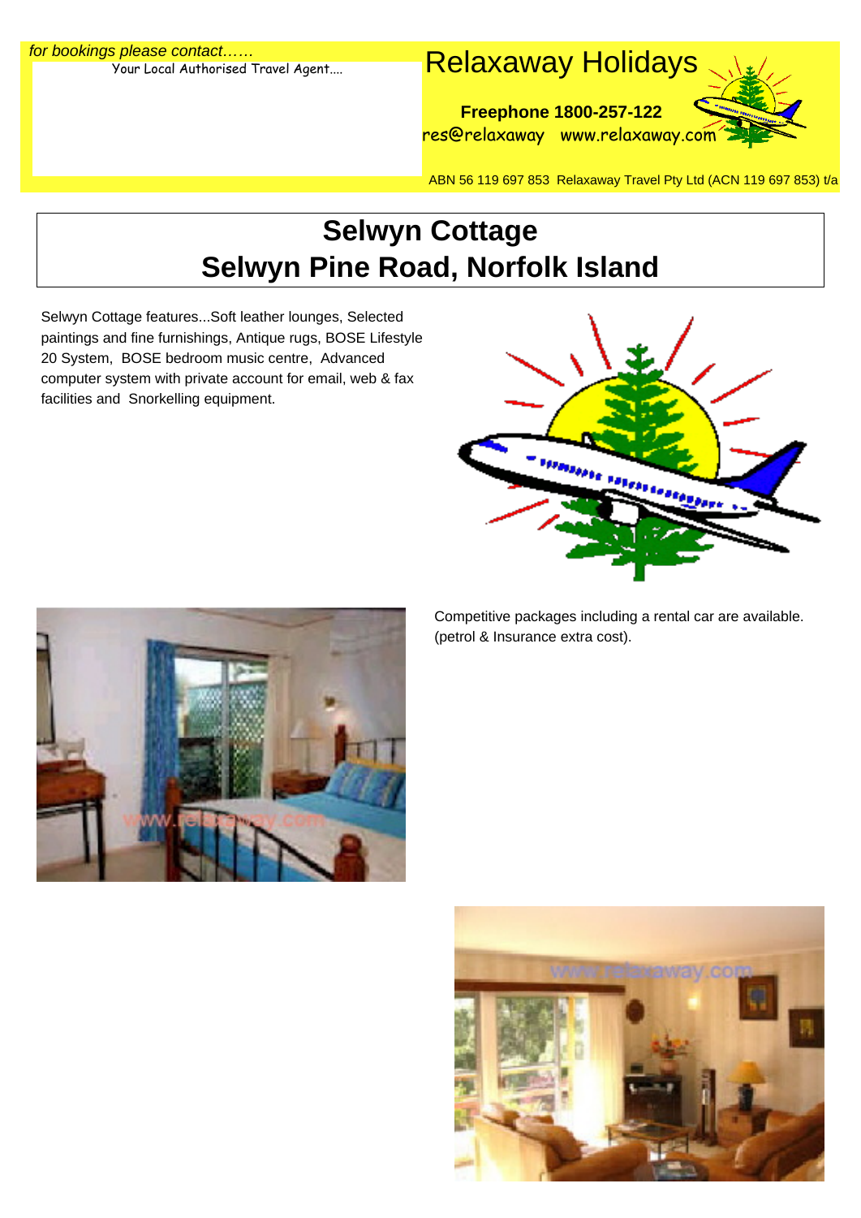*for bookings please contact……*

Your Local Authorised Travel Agent....

Relaxaway Holidays

**Freephone 1800-257-122**

res@relaxaway www.relaxaway.com

ABN 56 119 697 853 Relaxaway Travel Pty Ltd (ACN 119 697 853) t/a

# Selwyn Cottage
# Selwyn Pine Road, Norfolk Island

Selwyn Cottage features...Soft leather lounges, Selected paintings and fine furnishings, Antique rugs, BOSE Lifestyle 20 System, BOSE bedroom music centre, Advanced computer system with private account for email, web & fax facilities and Snorkelling equipment.

Competitive packages including a rental car are available. (petrol & Insurance extra cost).